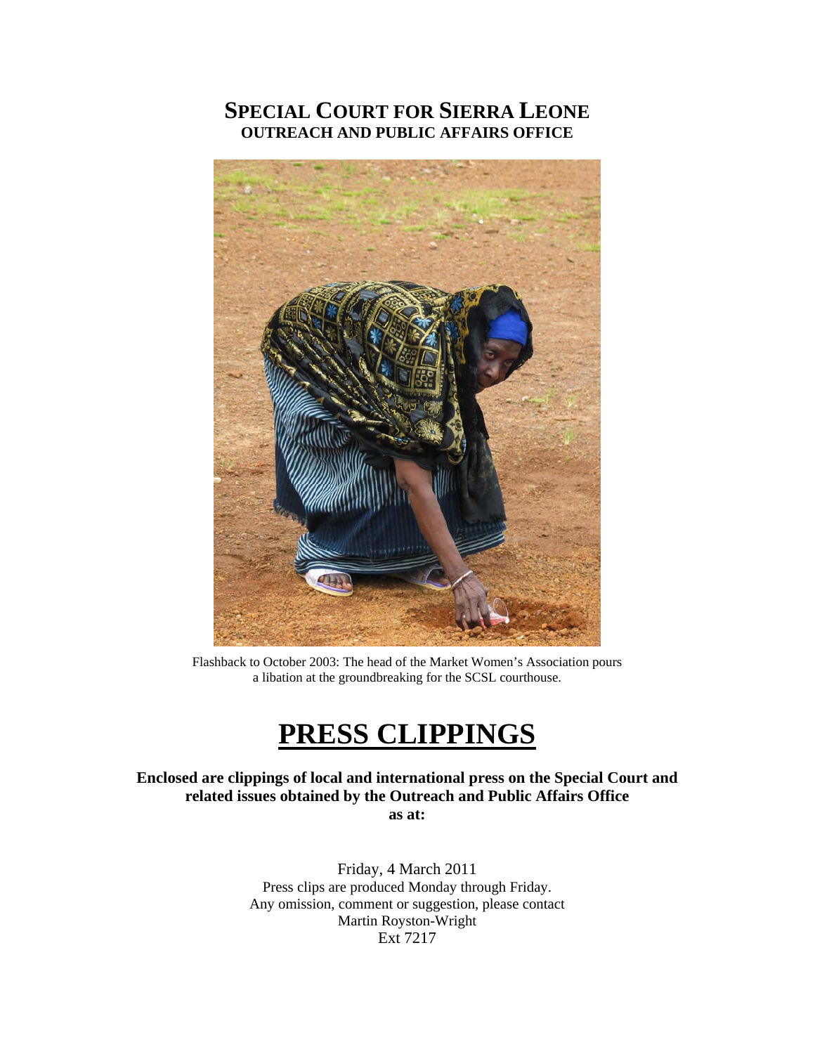# SPECIAL COURT FOR SIERRA LEONE
## OUTREACH AND PUBLIC AFFAIRS OFFICE

Flashback to October 2003: The head of the Market Women's Association pours a libation at the groundbreaking for the SCSL courthouse.

# PRESS CLIPPINGS

**Enclosed are clippings of local and international press on the Special Court and related issues obtained by the Outreach and Public Affairs Office as at:**

Friday, 4 March 2011
Press clips are produced Monday through Friday.
Any omission, comment or suggestion, please contact
Martin Royston-Wright
Ext 7217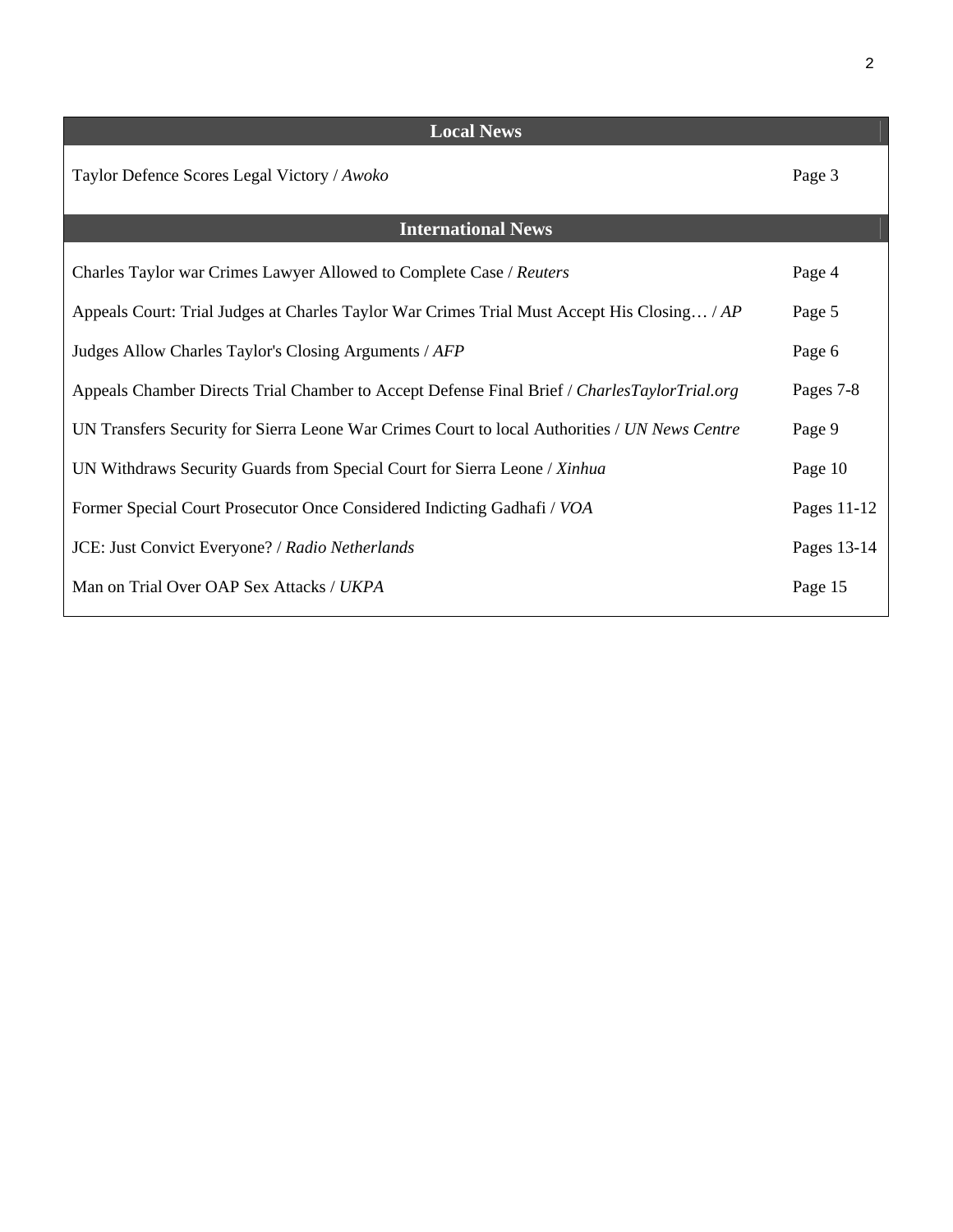| Local News | |
|---|---|
| Taylor Defence Scores Legal Victory / *Awoko* | Page 3 |
| **International News** | |
| Charles Taylor war Crimes Lawyer Allowed to Complete Case / *Reuters* | Page 4 |
| Appeals Court: Trial Judges at Charles Taylor War Crimes Trial Must Accept His Closing… / *AP* | Page 5 |
| Judges Allow Charles Taylor's Closing Arguments / *AFP* | Page 6 |
| Appeals Chamber Directs Trial Chamber to Accept Defense Final Brief / *CharlesTaylorTrial.org* | Pages 7-8 |
| UN Transfers Security for Sierra Leone War Crimes Court to local Authorities / *UN News Centre* | Page 9 |
| UN Withdraws Security Guards from Special Court for Sierra Leone / *Xinhua* | Page 10 |
| Former Special Court Prosecutor Once Considered Indicting Gadhafi / *VOA* | Pages 11-12 |
| JCE: Just Convict Everyone? / *Radio Netherlands* | Pages 13-14 |
| Man on Trial Over OAP Sex Attacks / *UKPA* | Page 15 |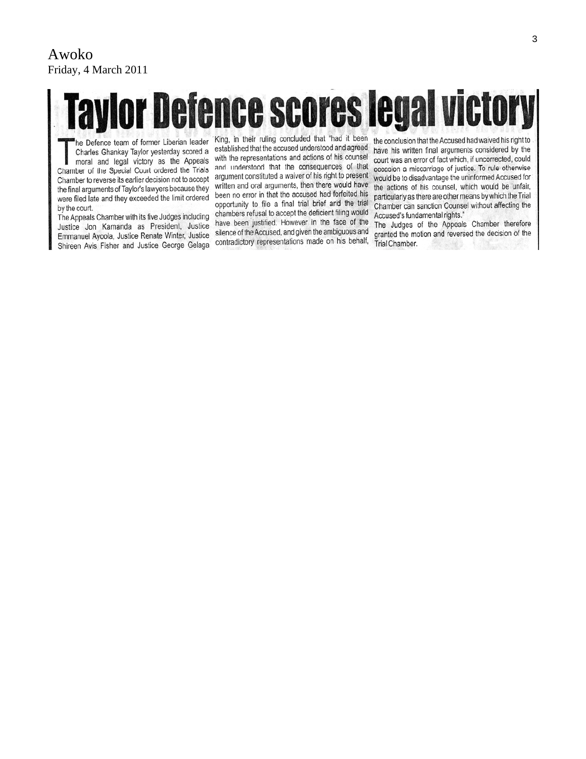Awoko
Friday, 4 March 2011

# Taylor Defence scores legal victory

The Defence team of former Liberian leader Charles Ghankay Taylor yesterday scored a moral and legal victory as the Appeals Chamber of the Special Court ordered the Trials Chamber to reverse its earlier decision not to accept the final arguments of Taylor's lawyers because they were filed late and they exceeded the limit ordered by the court.

The Appeals Chamber with its five Judges including Justice Jon Kamanda as President, Justice Emmanuel Ayoola, Justice Renate Winter, Justice Shireen Avis Fisher and Justice George Gelaga King, in their ruling concluded that "had it been established that the accused understood and agreed with the representations and actions of his counsel and understood that the consequences of that argument constituted a waiver of his right to present written and oral arguments, then there would have been no error in that the accused had forfeited his opportunity to file a final trial brief and the trial chambers refusal to accept the deficient filing would have been justified. However in the face of the silence of the Accused, and given the ambiguous and contradictory representations made on his behalf, the conclusion that the Accused had waived his right to have his written final arguments considered by the court was an error of fact which, if uncorrected, could occasion a miscarriage of justice. To rule otherwise would be to disadvantage the uninformed Accused for the actions of his counsel, which would be unfair, particularly as there are other means by which the Trial Chamber can sanction Counsel without affecting the Accused's fundamental rights."

The Judges of the Appeals Chamber therefore granted the motion and reversed the decision of the Trial Chamber.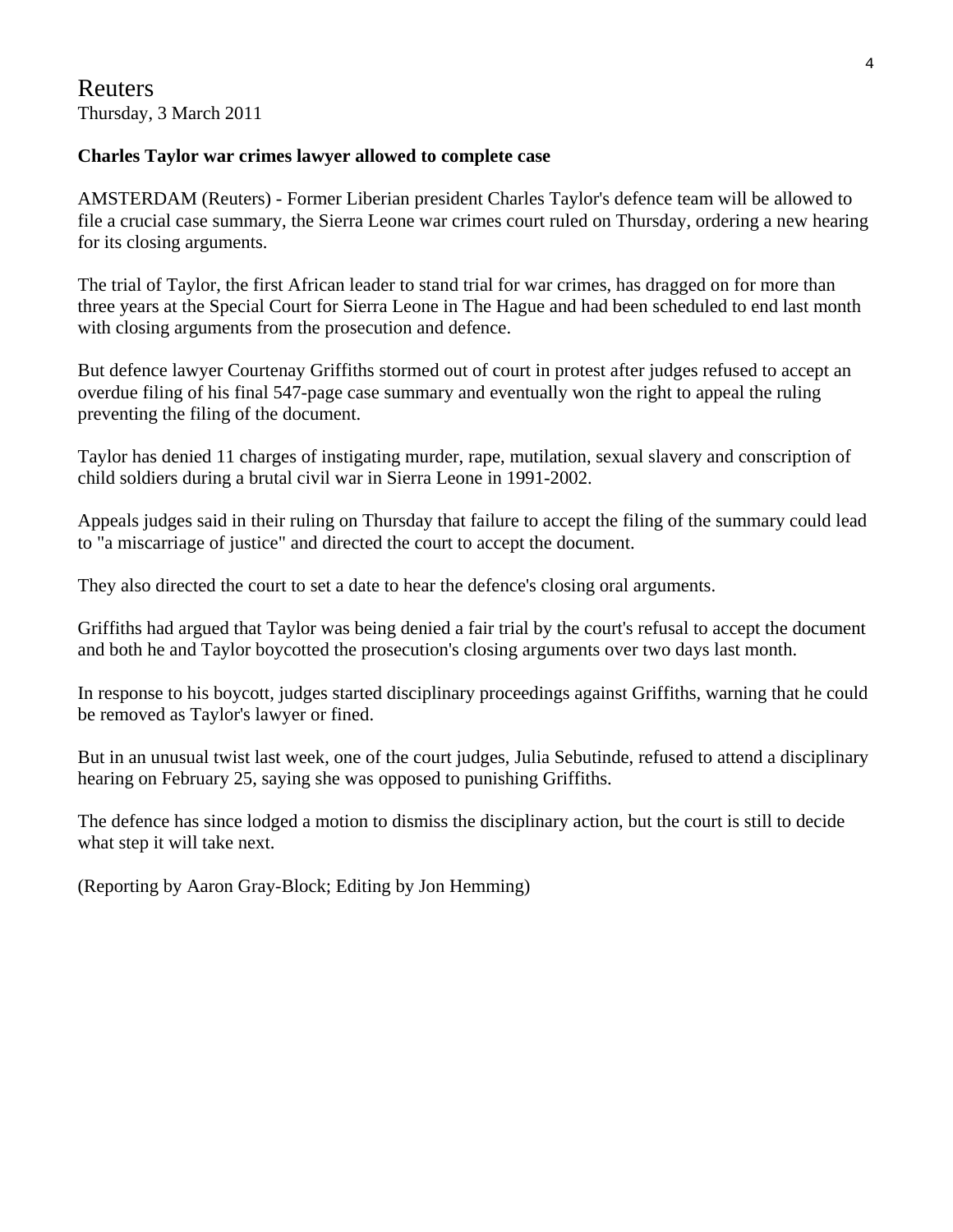# Reuters

Thursday, 3 March 2011

**Charles Taylor war crimes lawyer allowed to complete case**

AMSTERDAM (Reuters) - Former Liberian president Charles Taylor's defence team will be allowed to file a crucial case summary, the Sierra Leone war crimes court ruled on Thursday, ordering a new hearing for its closing arguments.

The trial of Taylor, the first African leader to stand trial for war crimes, has dragged on for more than three years at the Special Court for Sierra Leone in The Hague and had been scheduled to end last month with closing arguments from the prosecution and defence.

But defence lawyer Courtenay Griffiths stormed out of court in protest after judges refused to accept an overdue filing of his final 547-page case summary and eventually won the right to appeal the ruling preventing the filing of the document.

Taylor has denied 11 charges of instigating murder, rape, mutilation, sexual slavery and conscription of child soldiers during a brutal civil war in Sierra Leone in 1991-2002.

Appeals judges said in their ruling on Thursday that failure to accept the filing of the summary could lead to "a miscarriage of justice" and directed the court to accept the document.

They also directed the court to set a date to hear the defence's closing oral arguments.

Griffiths had argued that Taylor was being denied a fair trial by the court's refusal to accept the document and both he and Taylor boycotted the prosecution's closing arguments over two days last month.

In response to his boycott, judges started disciplinary proceedings against Griffiths, warning that he could be removed as Taylor's lawyer or fined.

But in an unusual twist last week, one of the court judges, Julia Sebutinde, refused to attend a disciplinary hearing on February 25, saying she was opposed to punishing Griffiths.

The defence has since lodged a motion to dismiss the disciplinary action, but the court is still to decide what step it will take next.

(Reporting by Aaron Gray-Block; Editing by Jon Hemming)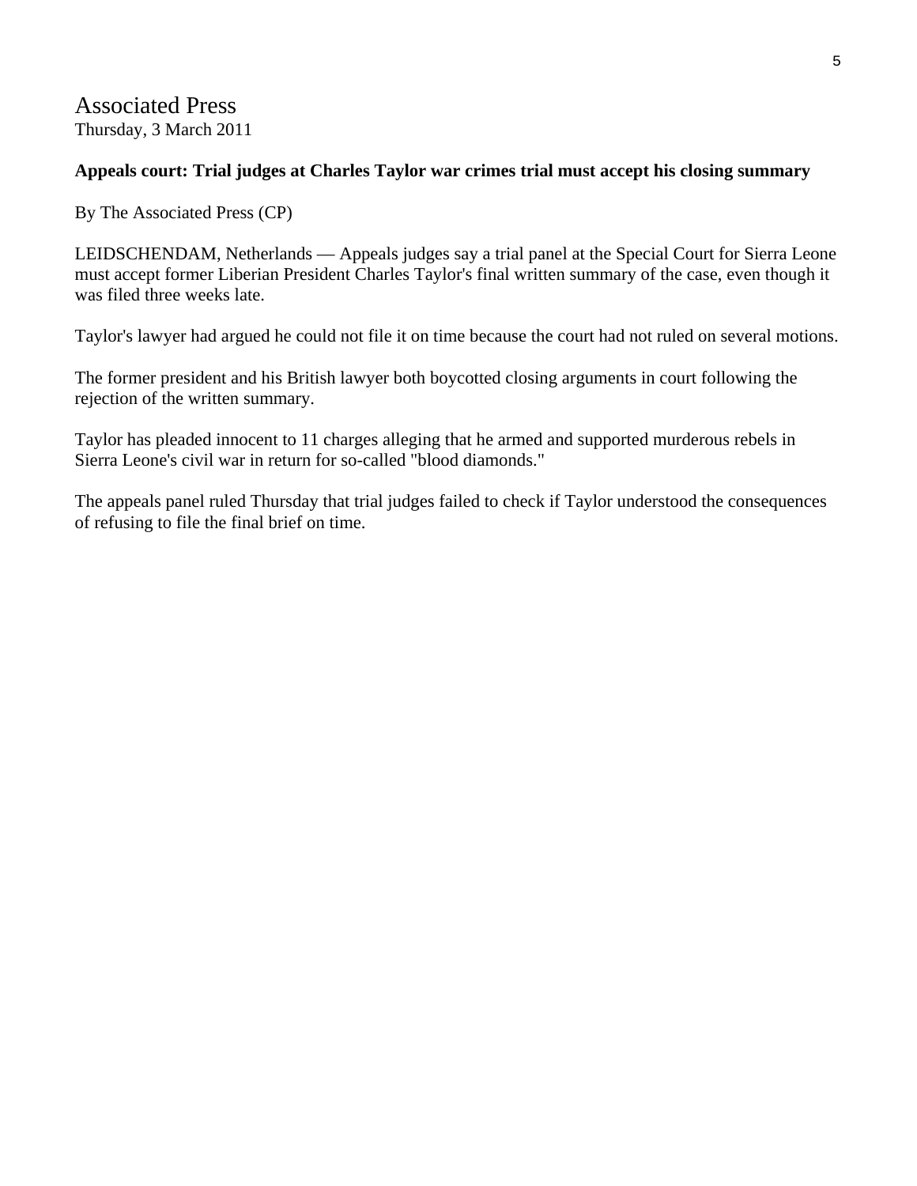# Associated Press

Thursday, 3 March 2011

**Appeals court: Trial judges at Charles Taylor war crimes trial must accept his closing summary**

By The Associated Press (CP)

LEIDSCHENDAM, Netherlands — Appeals judges say a trial panel at the Special Court for Sierra Leone must accept former Liberian President Charles Taylor's final written summary of the case, even though it was filed three weeks late.

Taylor's lawyer had argued he could not file it on time because the court had not ruled on several motions.

The former president and his British lawyer both boycotted closing arguments in court following the rejection of the written summary.

Taylor has pleaded innocent to 11 charges alleging that he armed and supported murderous rebels in Sierra Leone's civil war in return for so-called "blood diamonds."

The appeals panel ruled Thursday that trial judges failed to check if Taylor understood the consequences of refusing to file the final brief on time.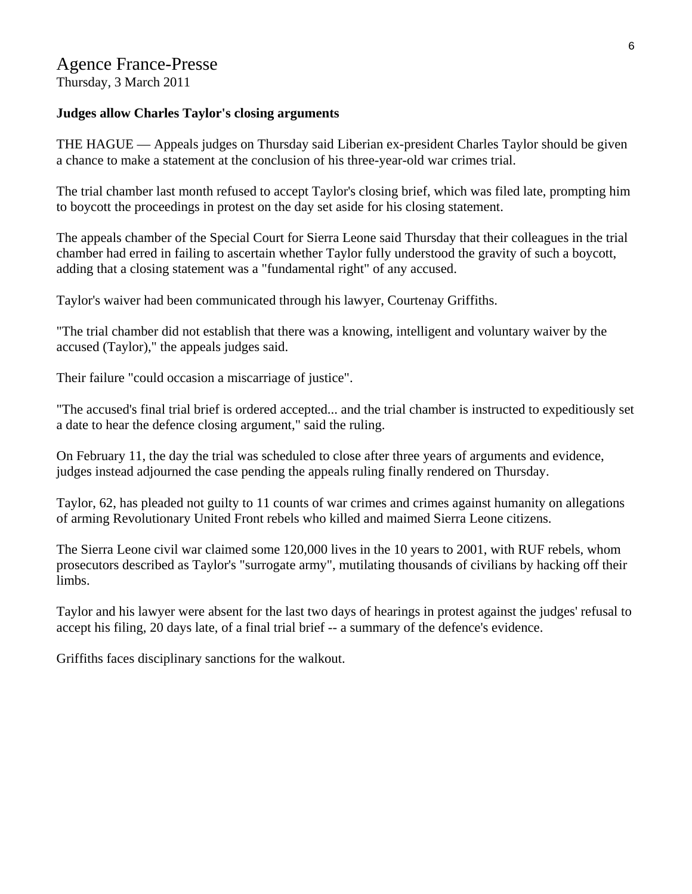## Agence France-Presse

Thursday, 3 March 2011

**Judges allow Charles Taylor's closing arguments**

THE HAGUE — Appeals judges on Thursday said Liberian ex-president Charles Taylor should be given a chance to make a statement at the conclusion of his three-year-old war crimes trial.

The trial chamber last month refused to accept Taylor's closing brief, which was filed late, prompting him to boycott the proceedings in protest on the day set aside for his closing statement.

The appeals chamber of the Special Court for Sierra Leone said Thursday that their colleagues in the trial chamber had erred in failing to ascertain whether Taylor fully understood the gravity of such a boycott, adding that a closing statement was a "fundamental right" of any accused.

Taylor's waiver had been communicated through his lawyer, Courtenay Griffiths.

"The trial chamber did not establish that there was a knowing, intelligent and voluntary waiver by the accused (Taylor)," the appeals judges said.

Their failure "could occasion a miscarriage of justice".

"The accused's final trial brief is ordered accepted... and the trial chamber is instructed to expeditiously set a date to hear the defence closing argument," said the ruling.

On February 11, the day the trial was scheduled to close after three years of arguments and evidence, judges instead adjourned the case pending the appeals ruling finally rendered on Thursday.

Taylor, 62, has pleaded not guilty to 11 counts of war crimes and crimes against humanity on allegations of arming Revolutionary United Front rebels who killed and maimed Sierra Leone citizens.

The Sierra Leone civil war claimed some 120,000 lives in the 10 years to 2001, with RUF rebels, whom prosecutors described as Taylor's "surrogate army", mutilating thousands of civilians by hacking off their limbs.

Taylor and his lawyer were absent for the last two days of hearings in protest against the judges' refusal to accept his filing, 20 days late, of a final trial brief -- a summary of the defence's evidence.

Griffiths faces disciplinary sanctions for the walkout.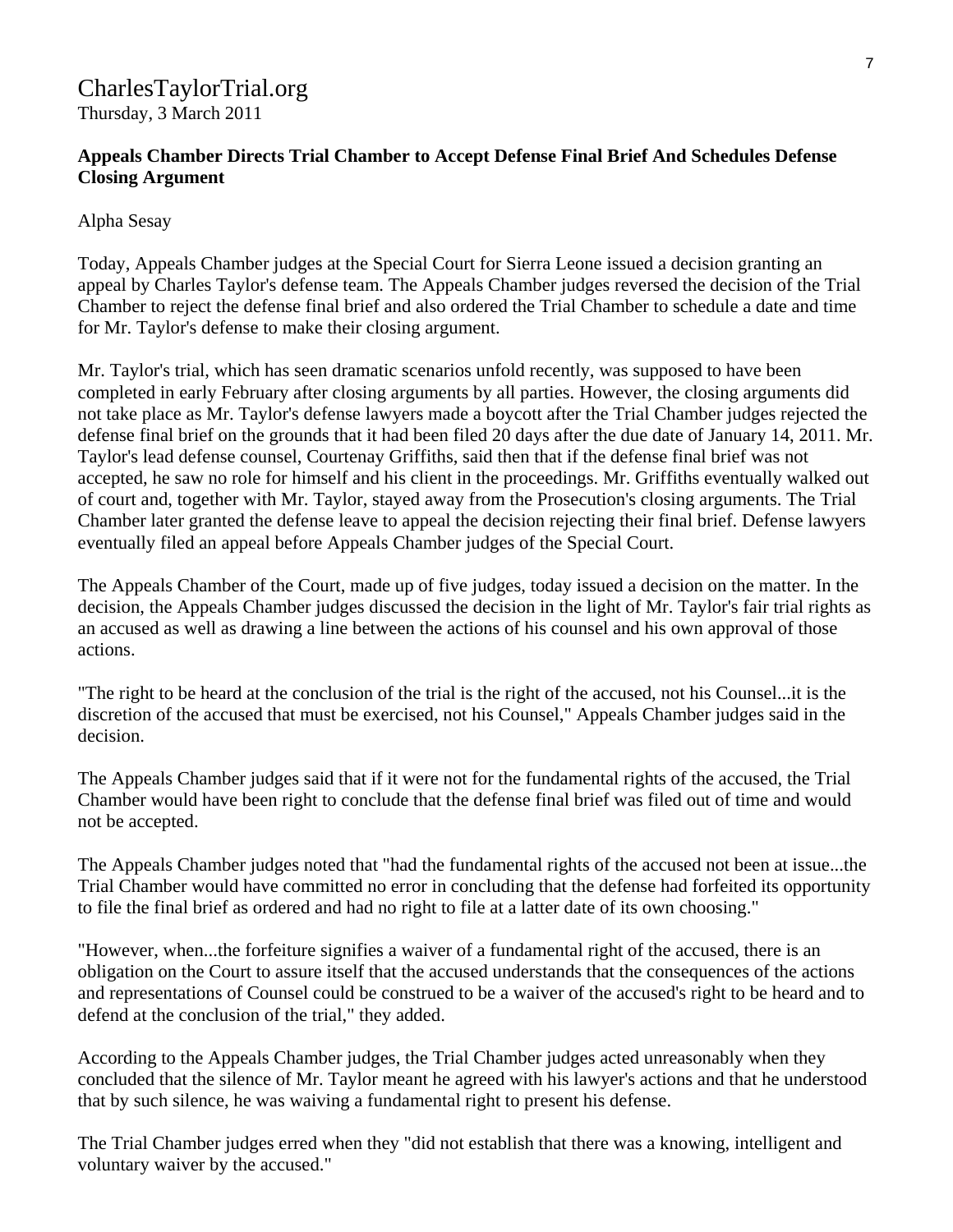CharlesTaylorTrial.org
Thursday, 3 March 2011

**Appeals Chamber Directs Trial Chamber to Accept Defense Final Brief And Schedules Defense Closing Argument**

Alpha Sesay

Today, Appeals Chamber judges at the Special Court for Sierra Leone issued a decision granting an appeal by Charles Taylor's defense team. The Appeals Chamber judges reversed the decision of the Trial Chamber to reject the defense final brief and also ordered the Trial Chamber to schedule a date and time for Mr. Taylor's defense to make their closing argument.

Mr. Taylor's trial, which has seen dramatic scenarios unfold recently, was supposed to have been completed in early February after closing arguments by all parties. However, the closing arguments did not take place as Mr. Taylor's defense lawyers made a boycott after the Trial Chamber judges rejected the defense final brief on the grounds that it had been filed 20 days after the due date of January 14, 2011. Mr. Taylor's lead defense counsel, Courtenay Griffiths, said then that if the defense final brief was not accepted, he saw no role for himself and his client in the proceedings. Mr. Griffiths eventually walked out of court and, together with Mr. Taylor, stayed away from the Prosecution's closing arguments. The Trial Chamber later granted the defense leave to appeal the decision rejecting their final brief. Defense lawyers eventually filed an appeal before Appeals Chamber judges of the Special Court.

The Appeals Chamber of the Court, made up of five judges, today issued a decision on the matter. In the decision, the Appeals Chamber judges discussed the decision in the light of Mr. Taylor's fair trial rights as an accused as well as drawing a line between the actions of his counsel and his own approval of those actions.

"The right to be heard at the conclusion of the trial is the right of the accused, not his Counsel...it is the discretion of the accused that must be exercised, not his Counsel," Appeals Chamber judges said in the decision.

The Appeals Chamber judges said that if it were not for the fundamental rights of the accused, the Trial Chamber would have been right to conclude that the defense final brief was filed out of time and would not be accepted.

The Appeals Chamber judges noted that "had the fundamental rights of the accused not been at issue...the Trial Chamber would have committed no error in concluding that the defense had forfeited its opportunity to file the final brief as ordered and had no right to file at a latter date of its own choosing."

"However, when...the forfeiture signifies a waiver of a fundamental right of the accused, there is an obligation on the Court to assure itself that the accused understands that the consequences of the actions and representations of Counsel could be construed to be a waiver of the accused's right to be heard and to defend at the conclusion of the trial," they added.

According to the Appeals Chamber judges, the Trial Chamber judges acted unreasonably when they concluded that the silence of Mr. Taylor meant he agreed with his lawyer's actions and that he understood that by such silence, he was waiving a fundamental right to present his defense.

The Trial Chamber judges erred when they "did not establish that there was a knowing, intelligent and voluntary waiver by the accused."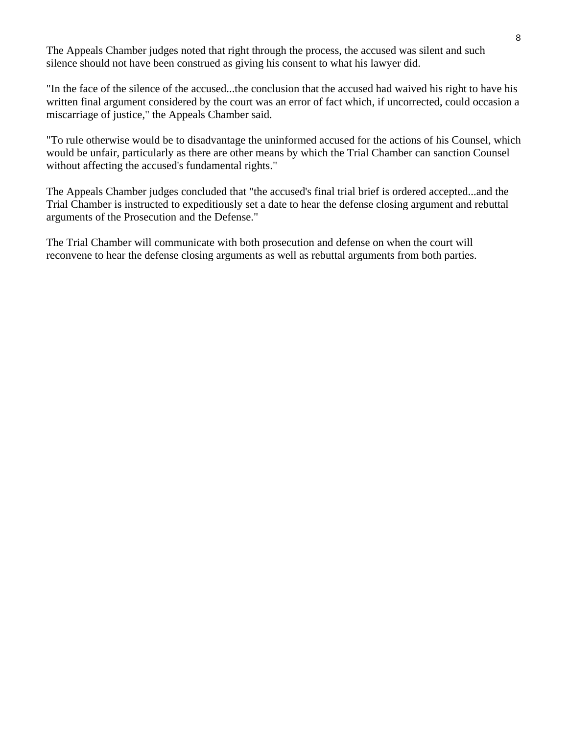The Appeals Chamber judges noted that right through the process, the accused was silent and such silence should not have been construed as giving his consent to what his lawyer did.

"In the face of the silence of the accused...the conclusion that the accused had waived his right to have his written final argument considered by the court was an error of fact which, if uncorrected, could occasion a miscarriage of justice," the Appeals Chamber said.

"To rule otherwise would be to disadvantage the uninformed accused for the actions of his Counsel, which would be unfair, particularly as there are other means by which the Trial Chamber can sanction Counsel without affecting the accused's fundamental rights."

The Appeals Chamber judges concluded that "the accused's final trial brief is ordered accepted...and the Trial Chamber is instructed to expeditiously set a date to hear the defense closing argument and rebuttal arguments of the Prosecution and the Defense."

The Trial Chamber will communicate with both prosecution and defense on when the court will reconvene to hear the defense closing arguments as well as rebuttal arguments from both parties.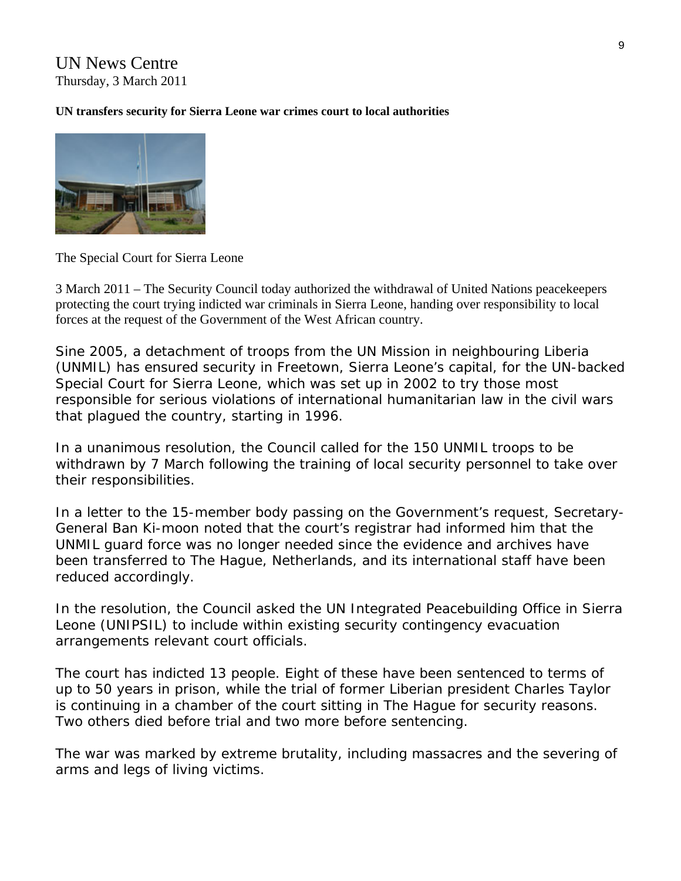# UN News Centre

Thursday, 3 March 2011

**UN transfers security for Sierra Leone war crimes court to local authorities**

The Special Court for Sierra Leone

3 March 2011 – The Security Council today authorized the withdrawal of United Nations peacekeepers protecting the court trying indicted war criminals in Sierra Leone, handing over responsibility to local forces at the request of the Government of the West African country.

Sine 2005, a detachment of troops from the UN Mission in neighbouring Liberia (UNMIL) has ensured security in Freetown, Sierra Leone's capital, for the UN-backed Special Court for Sierra Leone, which was set up in 2002 to try those most responsible for serious violations of international humanitarian law in the civil wars that plagued the country, starting in 1996.

In a unanimous resolution, the Council called for the 150 UNMIL troops to be withdrawn by 7 March following the training of local security personnel to take over their responsibilities.

In a letter to the 15-member body passing on the Government's request, Secretary-General Ban Ki-moon noted that the court's registrar had informed him that the UNMIL guard force was no longer needed since the evidence and archives have been transferred to The Hague, Netherlands, and its international staff have been reduced accordingly.

In the resolution, the Council asked the UN Integrated Peacebuilding Office in Sierra Leone (UNIPSIL) to include within existing security contingency evacuation arrangements relevant court officials.

The court has indicted 13 people. Eight of these have been sentenced to terms of up to 50 years in prison, while the trial of former Liberian president Charles Taylor is continuing in a chamber of the court sitting in The Hague for security reasons. Two others died before trial and two more before sentencing.

The war was marked by extreme brutality, including massacres and the severing of arms and legs of living victims.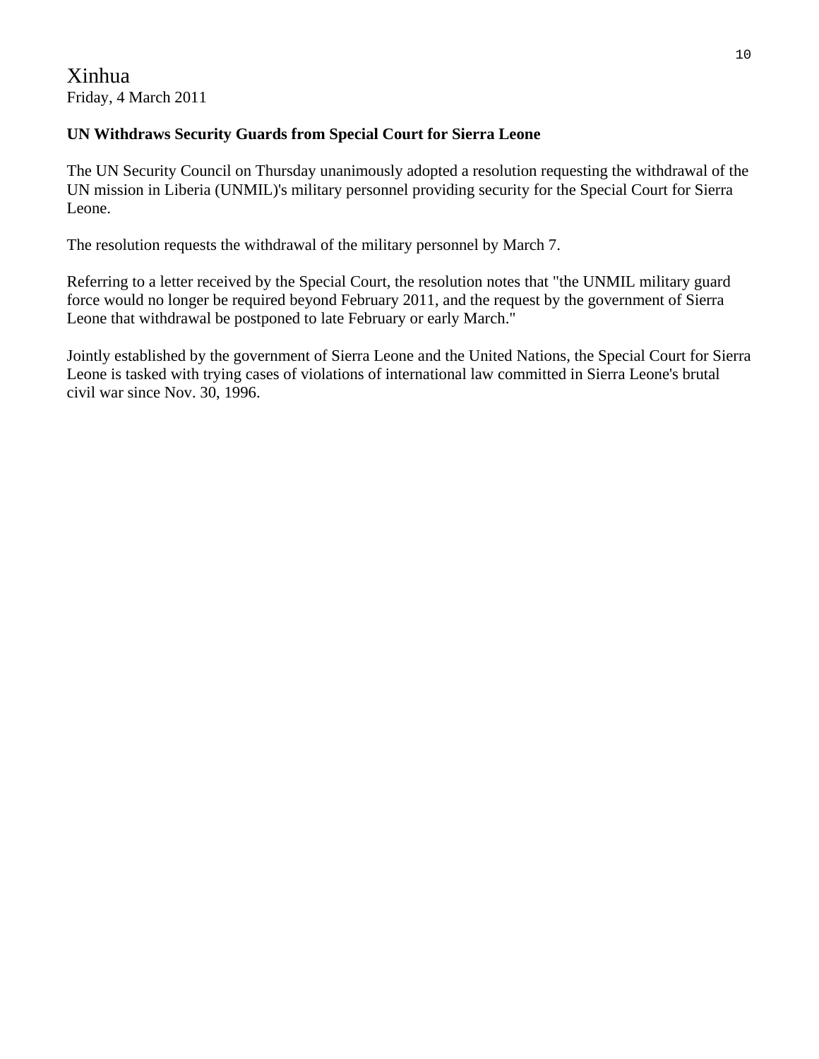Xinhua
Friday, 4 March 2011

**UN Withdraws Security Guards from Special Court for Sierra Leone**

The UN Security Council on Thursday unanimously adopted a resolution requesting the withdrawal of the UN mission in Liberia (UNMIL)'s military personnel providing security for the Special Court for Sierra Leone.

The resolution requests the withdrawal of the military personnel by March 7.

Referring to a letter received by the Special Court, the resolution notes that "the UNMIL military guard force would no longer be required beyond February 2011, and the request by the government of Sierra Leone that withdrawal be postponed to late February or early March."

Jointly established by the government of Sierra Leone and the United Nations, the Special Court for Sierra Leone is tasked with trying cases of violations of international law committed in Sierra Leone's brutal civil war since Nov. 30, 1996.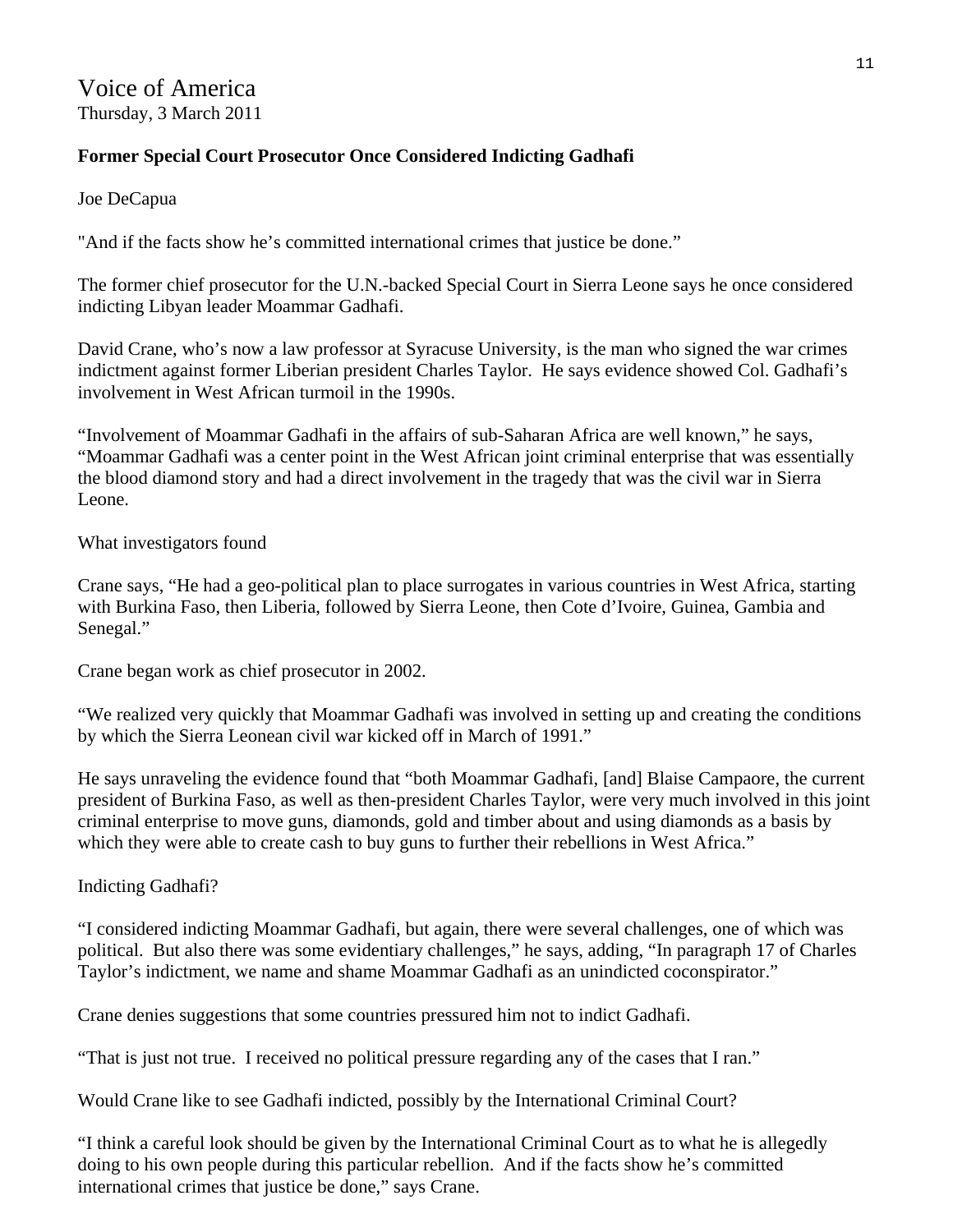# Voice of America

Thursday, 3 March 2011

**Former Special Court Prosecutor Once Considered Indicting Gadhafi**

Joe DeCapua

"And if the facts show he's committed international crimes that justice be done."

The former chief prosecutor for the U.N.-backed Special Court in Sierra Leone says he once considered indicting Libyan leader Moammar Gadhafi.

David Crane, who's now a law professor at Syracuse University, is the man who signed the war crimes indictment against former Liberian president Charles Taylor. He says evidence showed Col. Gadhafi's involvement in West African turmoil in the 1990s.

"Involvement of Moammar Gadhafi in the affairs of sub-Saharan Africa are well known," he says, "Moammar Gadhafi was a center point in the West African joint criminal enterprise that was essentially the blood diamond story and had a direct involvement in the tragedy that was the civil war in Sierra Leone.

What investigators found

Crane says, "He had a geo-political plan to place surrogates in various countries in West Africa, starting with Burkina Faso, then Liberia, followed by Sierra Leone, then Cote d'Ivoire, Guinea, Gambia and Senegal."

Crane began work as chief prosecutor in 2002.

"We realized very quickly that Moammar Gadhafi was involved in setting up and creating the conditions by which the Sierra Leonean civil war kicked off in March of 1991."

He says unraveling the evidence found that "both Moammar Gadhafi, [and] Blaise Campaore, the current president of Burkina Faso, as well as then-president Charles Taylor, were very much involved in this joint criminal enterprise to move guns, diamonds, gold and timber about and using diamonds as a basis by which they were able to create cash to buy guns to further their rebellions in West Africa."

Indicting Gadhafi?

"I considered indicting Moammar Gadhafi, but again, there were several challenges, one of which was political. But also there was some evidentiary challenges," he says, adding, "In paragraph 17 of Charles Taylor's indictment, we name and shame Moammar Gadhafi as an unindicted coconspirator."

Crane denies suggestions that some countries pressured him not to indict Gadhafi.

"That is just not true. I received no political pressure regarding any of the cases that I ran."

Would Crane like to see Gadhafi indicted, possibly by the International Criminal Court?

"I think a careful look should be given by the International Criminal Court as to what he is allegedly doing to his own people during this particular rebellion. And if the facts show he's committed international crimes that justice be done," says Crane.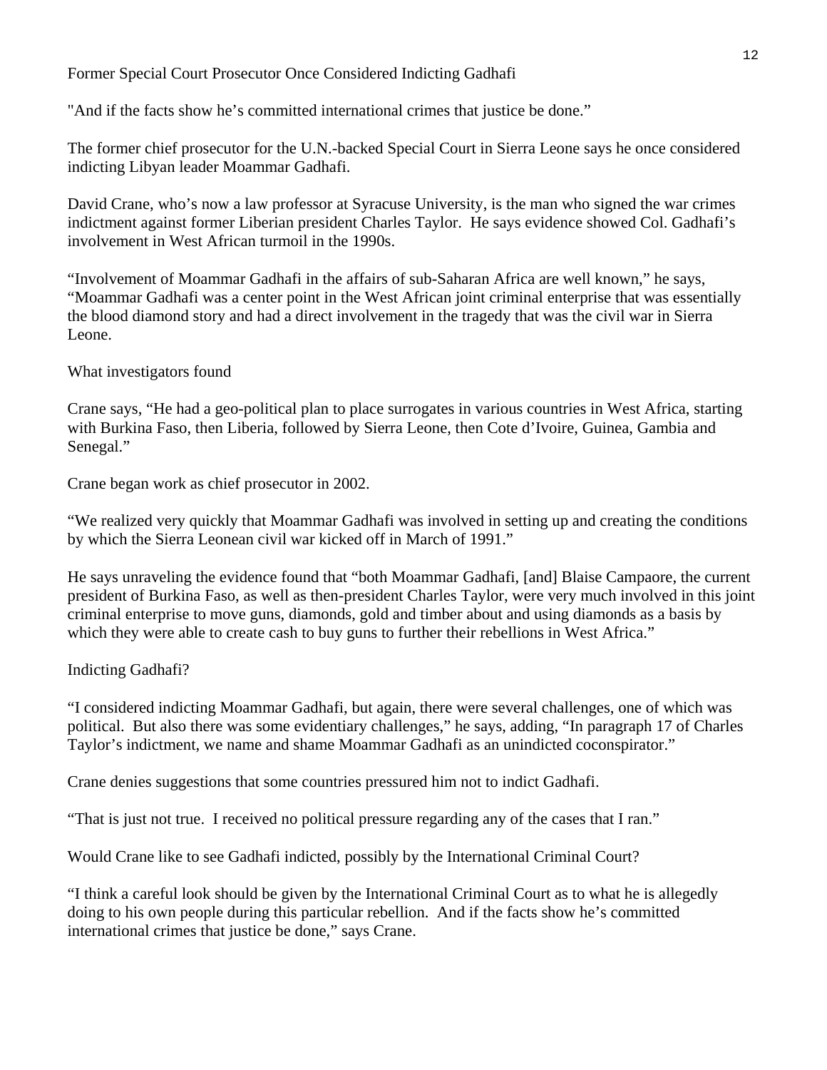## Former Special Court Prosecutor Once Considered Indicting Gadhafi

"And if the facts show he's committed international crimes that justice be done."

The former chief prosecutor for the U.N.-backed Special Court in Sierra Leone says he once considered indicting Libyan leader Moammar Gadhafi.

David Crane, who's now a law professor at Syracuse University, is the man who signed the war crimes indictment against former Liberian president Charles Taylor. He says evidence showed Col. Gadhafi's involvement in West African turmoil in the 1990s.

"Involvement of Moammar Gadhafi in the affairs of sub-Saharan Africa are well known," he says, "Moammar Gadhafi was a center point in the West African joint criminal enterprise that was essentially the blood diamond story and had a direct involvement in the tragedy that was the civil war in Sierra Leone.

### What investigators found

Crane says, "He had a geo-political plan to place surrogates in various countries in West Africa, starting with Burkina Faso, then Liberia, followed by Sierra Leone, then Cote d'Ivoire, Guinea, Gambia and Senegal."

Crane began work as chief prosecutor in 2002.

"We realized very quickly that Moammar Gadhafi was involved in setting up and creating the conditions by which the Sierra Leonean civil war kicked off in March of 1991."

He says unraveling the evidence found that "both Moammar Gadhafi, [and] Blaise Campaore, the current president of Burkina Faso, as well as then-president Charles Taylor, were very much involved in this joint criminal enterprise to move guns, diamonds, gold and timber about and using diamonds as a basis by which they were able to create cash to buy guns to further their rebellions in West Africa."

### Indicting Gadhafi?

"I considered indicting Moammar Gadhafi, but again, there were several challenges, one of which was political. But also there was some evidentiary challenges," he says, adding, "In paragraph 17 of Charles Taylor's indictment, we name and shame Moammar Gadhafi as an unindicted coconspirator."

Crane denies suggestions that some countries pressured him not to indict Gadhafi.

"That is just not true. I received no political pressure regarding any of the cases that I ran."

Would Crane like to see Gadhafi indicted, possibly by the International Criminal Court?

"I think a careful look should be given by the International Criminal Court as to what he is allegedly doing to his own people during this particular rebellion. And if the facts show he's committed international crimes that justice be done," says Crane.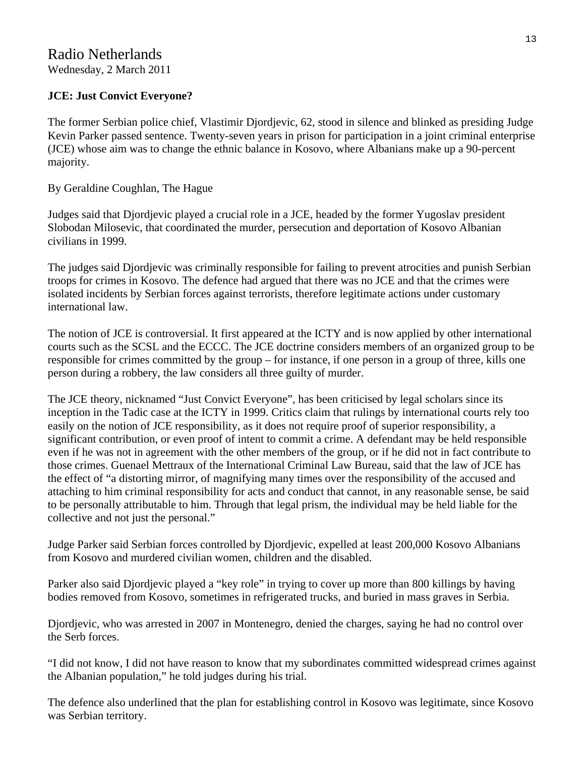Radio Netherlands
Wednesday, 2 March 2011

**JCE: Just Convict Everyone?**

The former Serbian police chief, Vlastimir Djordjevic, 62, stood in silence and blinked as presiding Judge Kevin Parker passed sentence. Twenty-seven years in prison for participation in a joint criminal enterprise (JCE) whose aim was to change the ethnic balance in Kosovo, where Albanians make up a 90-percent majority.

By Geraldine Coughlan, The Hague

Judges said that Djordjevic played a crucial role in a JCE, headed by the former Yugoslav president Slobodan Milosevic, that coordinated the murder, persecution and deportation of Kosovo Albanian civilians in 1999.

The judges said Djordjevic was criminally responsible for failing to prevent atrocities and punish Serbian troops for crimes in Kosovo. The defence had argued that there was no JCE and that the crimes were isolated incidents by Serbian forces against terrorists, therefore legitimate actions under customary international law.

The notion of JCE is controversial. It first appeared at the ICTY and is now applied by other international courts such as the SCSL and the ECCC. The JCE doctrine considers members of an organized group to be responsible for crimes committed by the group – for instance, if one person in a group of three, kills one person during a robbery, the law considers all three guilty of murder.

The JCE theory, nicknamed "Just Convict Everyone", has been criticised by legal scholars since its inception in the Tadic case at the ICTY in 1999. Critics claim that rulings by international courts rely too easily on the notion of JCE responsibility, as it does not require proof of superior responsibility, a significant contribution, or even proof of intent to commit a crime. A defendant may be held responsible even if he was not in agreement with the other members of the group, or if he did not in fact contribute to those crimes. Guenael Mettraux of the International Criminal Law Bureau, said that the law of JCE has the effect of "a distorting mirror, of magnifying many times over the responsibility of the accused and attaching to him criminal responsibility for acts and conduct that cannot, in any reasonable sense, be said to be personally attributable to him. Through that legal prism, the individual may be held liable for the collective and not just the personal."

Judge Parker said Serbian forces controlled by Djordjevic, expelled at least 200,000 Kosovo Albanians from Kosovo and murdered civilian women, children and the disabled.

Parker also said Djordjevic played a "key role" in trying to cover up more than 800 killings by having bodies removed from Kosovo, sometimes in refrigerated trucks, and buried in mass graves in Serbia.

Djordjevic, who was arrested in 2007 in Montenegro, denied the charges, saying he had no control over the Serb forces.

"I did not know, I did not have reason to know that my subordinates committed widespread crimes against the Albanian population," he told judges during his trial.

The defence also underlined that the plan for establishing control in Kosovo was legitimate, since Kosovo was Serbian territory.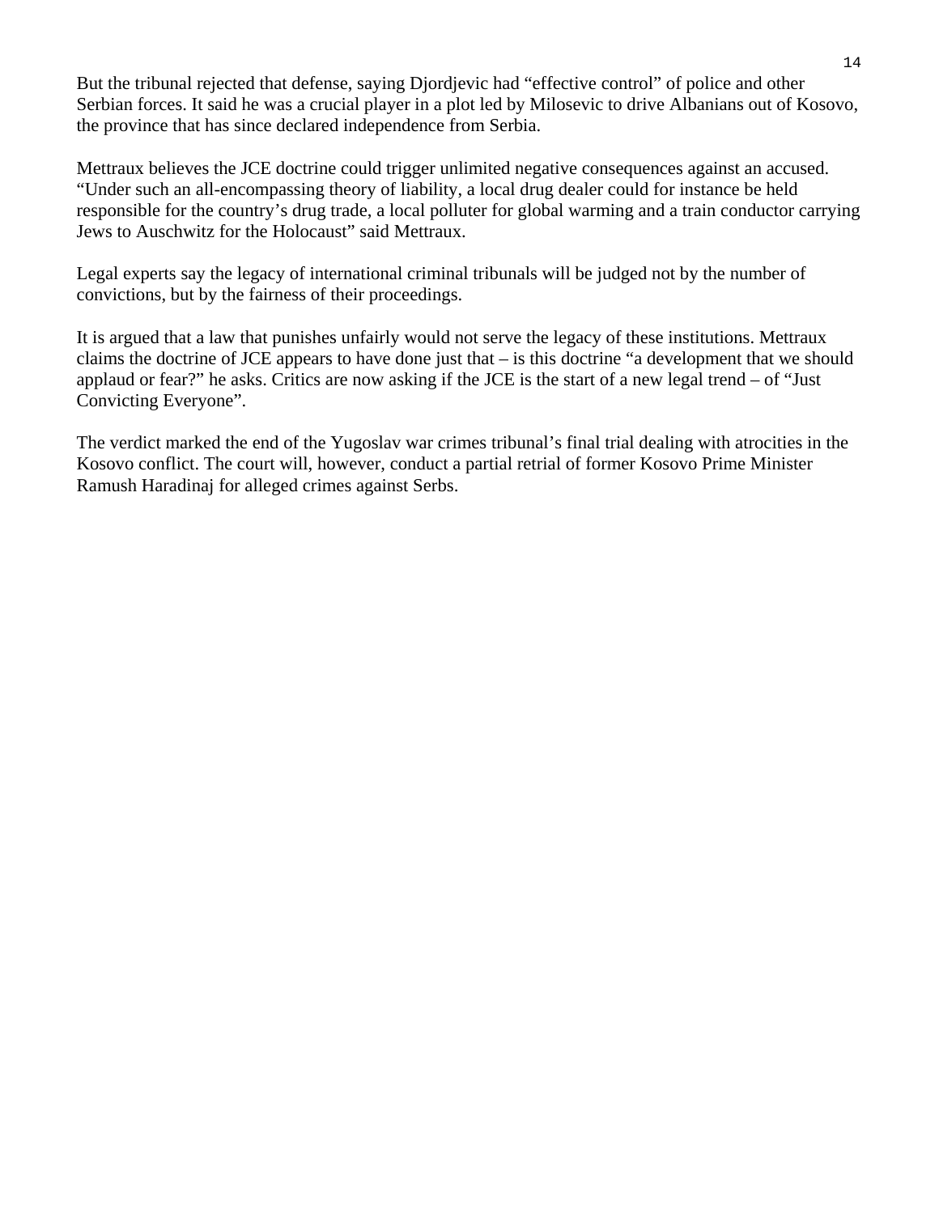But the tribunal rejected that defense, saying Djordjevic had "effective control" of police and other Serbian forces. It said he was a crucial player in a plot led by Milosevic to drive Albanians out of Kosovo, the province that has since declared independence from Serbia.

Mettraux believes the JCE doctrine could trigger unlimited negative consequences against an accused. "Under such an all-encompassing theory of liability, a local drug dealer could for instance be held responsible for the country's drug trade, a local polluter for global warming and a train conductor carrying Jews to Auschwitz for the Holocaust" said Mettraux.

Legal experts say the legacy of international criminal tribunals will be judged not by the number of convictions, but by the fairness of their proceedings.

It is argued that a law that punishes unfairly would not serve the legacy of these institutions. Mettraux claims the doctrine of JCE appears to have done just that – is this doctrine "a development that we should applaud or fear?" he asks. Critics are now asking if the JCE is the start of a new legal trend – of "Just Convicting Everyone".

The verdict marked the end of the Yugoslav war crimes tribunal's final trial dealing with atrocities in the Kosovo conflict. The court will, however, conduct a partial retrial of former Kosovo Prime Minister Ramush Haradinaj for alleged crimes against Serbs.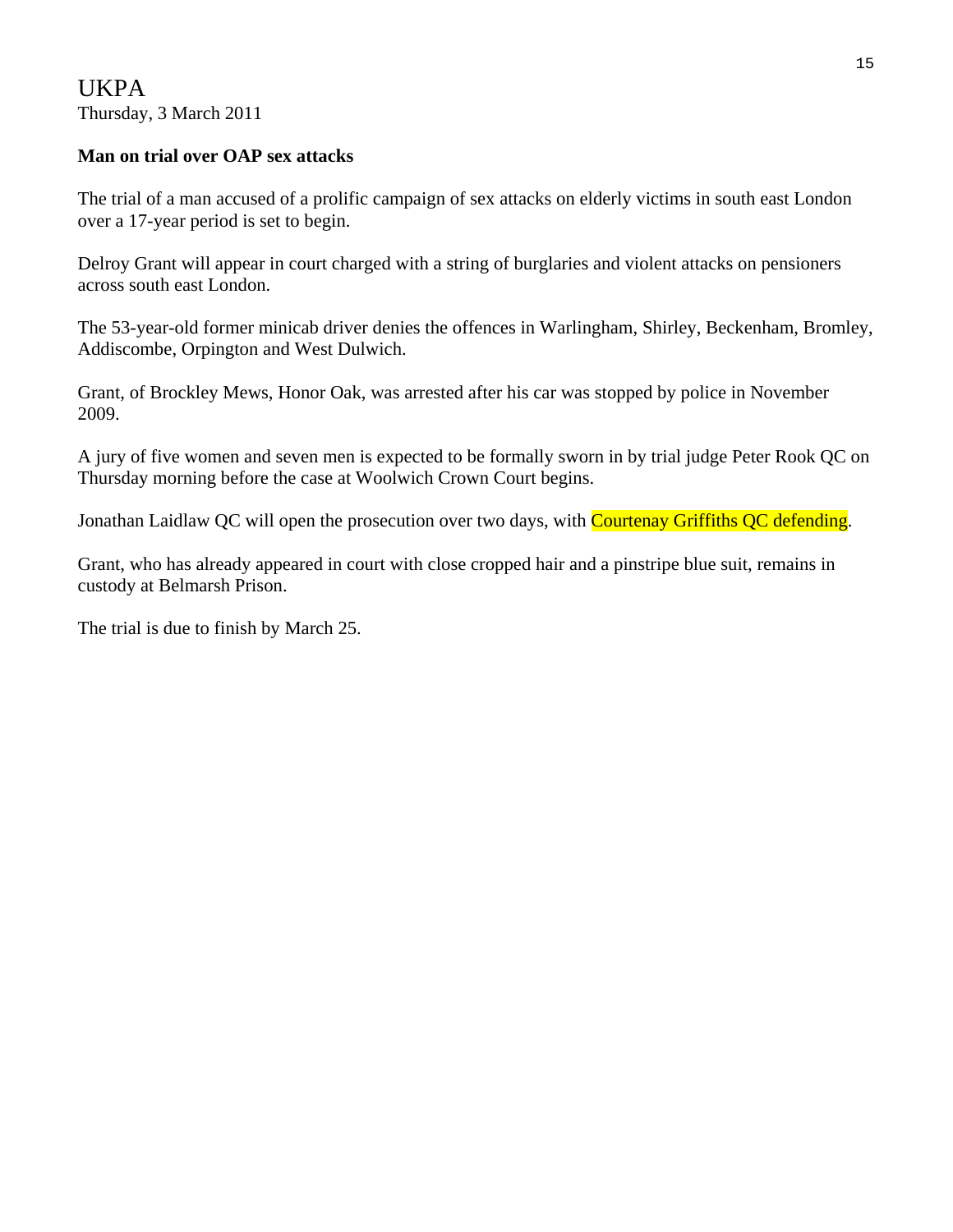UKPA
Thursday, 3 March 2011

**Man on trial over OAP sex attacks**

The trial of a man accused of a prolific campaign of sex attacks on elderly victims in south east London over a 17-year period is set to begin.

Delroy Grant will appear in court charged with a string of burglaries and violent attacks on pensioners across south east London.

The 53-year-old former minicab driver denies the offences in Warlingham, Shirley, Beckenham, Bromley, Addiscombe, Orpington and West Dulwich.

Grant, of Brockley Mews, Honor Oak, was arrested after his car was stopped by police in November 2009.

A jury of five women and seven men is expected to be formally sworn in by trial judge Peter Rook QC on Thursday morning before the case at Woolwich Crown Court begins.

Jonathan Laidlaw QC will open the prosecution over two days, with Courtenay Griffiths QC defending.

Grant, who has already appeared in court with close cropped hair and a pinstripe blue suit, remains in custody at Belmarsh Prison.

The trial is due to finish by March 25.